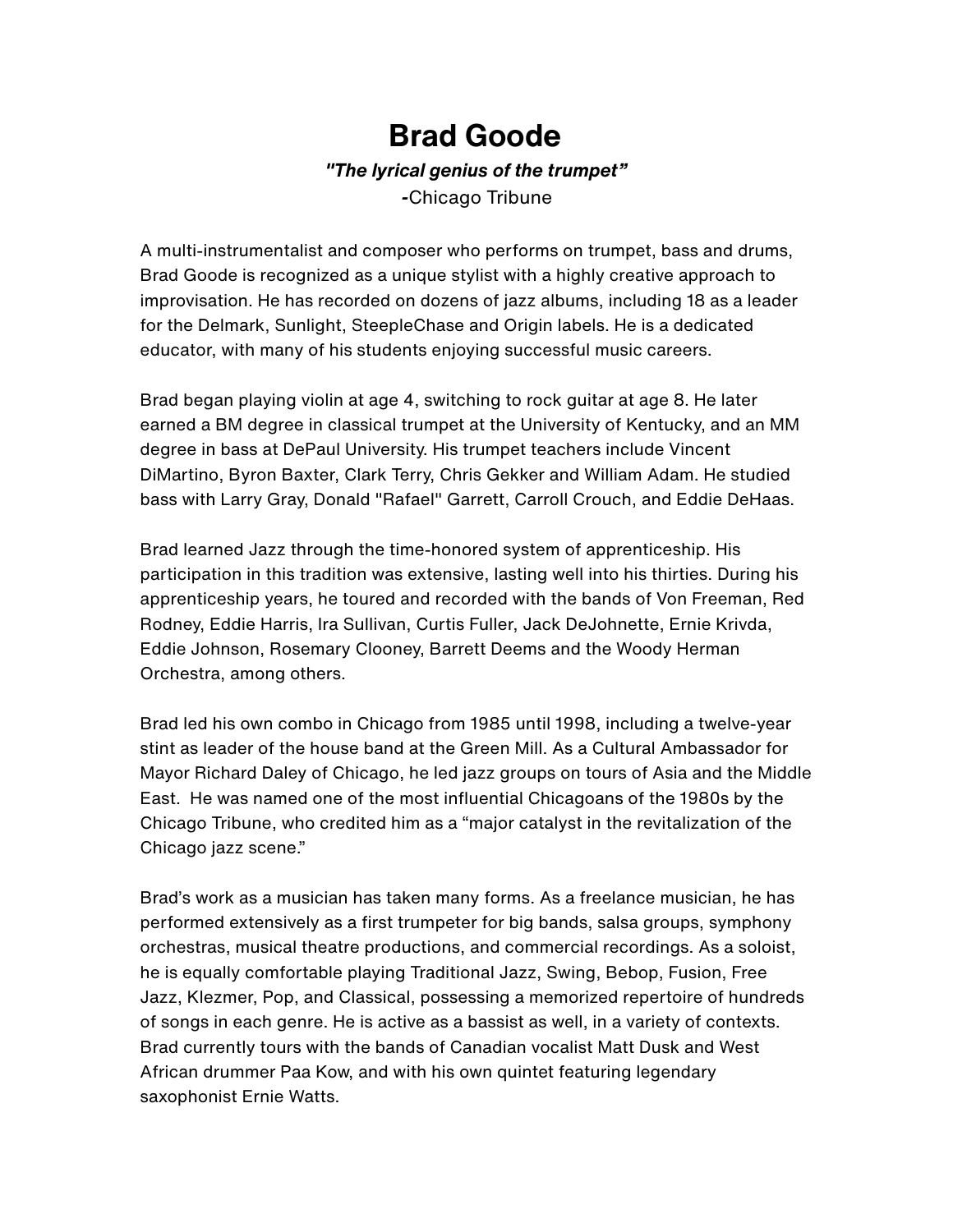# Brad Goode

***"The lyrical genius of the trumpet"***

-Chicago Tribune

A multi-instrumentalist and composer who performs on trumpet, bass and drums, Brad Goode is recognized as a unique stylist with a highly creative approach to improvisation. He has recorded on dozens of jazz albums, including 18 as a leader for the Delmark, Sunlight, SteepleChase and Origin labels. He is a dedicated educator, with many of his students enjoying successful music careers.

Brad began playing violin at age 4, switching to rock guitar at age 8. He later earned a BM degree in classical trumpet at the University of Kentucky, and an MM degree in bass at DePaul University. His trumpet teachers include Vincent DiMartino, Byron Baxter, Clark Terry, Chris Gekker and William Adam. He studied bass with Larry Gray, Donald "Rafael" Garrett, Carroll Crouch, and Eddie DeHaas.

Brad learned Jazz through the time-honored system of apprenticeship. His participation in this tradition was extensive, lasting well into his thirties. During his apprenticeship years, he toured and recorded with the bands of Von Freeman, Red Rodney, Eddie Harris, Ira Sullivan, Curtis Fuller, Jack DeJohnette, Ernie Krivda, Eddie Johnson, Rosemary Clooney, Barrett Deems and the Woody Herman Orchestra, among others.

Brad led his own combo in Chicago from 1985 until 1998, including a twelve-year stint as leader of the house band at the Green Mill. As a Cultural Ambassador for Mayor Richard Daley of Chicago, he led jazz groups on tours of Asia and the Middle East. He was named one of the most influential Chicagoans of the 1980s by the Chicago Tribune, who credited him as a "major catalyst in the revitalization of the Chicago jazz scene."

Brad's work as a musician has taken many forms. As a freelance musician, he has performed extensively as a first trumpeter for big bands, salsa groups, symphony orchestras, musical theatre productions, and commercial recordings. As a soloist, he is equally comfortable playing Traditional Jazz, Swing, Bebop, Fusion, Free Jazz, Klezmer, Pop, and Classical, possessing a memorized repertoire of hundreds of songs in each genre. He is active as a bassist as well, in a variety of contexts. Brad currently tours with the bands of Canadian vocalist Matt Dusk and West African drummer Paa Kow, and with his own quintet featuring legendary saxophonist Ernie Watts.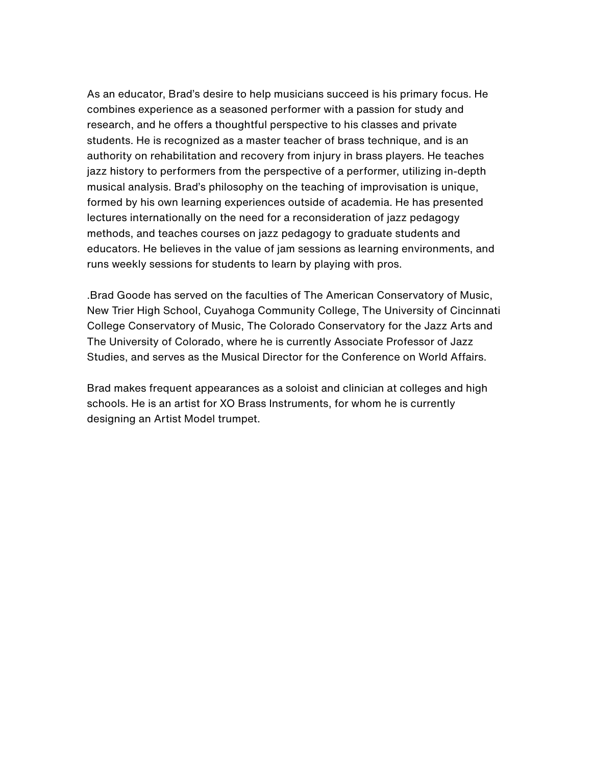As an educator, Brad's desire to help musicians succeed is his primary focus. He combines experience as a seasoned performer with a passion for study and research, and he offers a thoughtful perspective to his classes and private students. He is recognized as a master teacher of brass technique, and is an authority on rehabilitation and recovery from injury in brass players. He teaches jazz history to performers from the perspective of a performer, utilizing in-depth musical analysis. Brad's philosophy on the teaching of improvisation is unique, formed by his own learning experiences outside of academia. He has presented lectures internationally on the need for a reconsideration of jazz pedagogy methods, and teaches courses on jazz pedagogy to graduate students and educators. He believes in the value of jam sessions as learning environments, and runs weekly sessions for students to learn by playing with pros.

.Brad Goode has served on the faculties of The American Conservatory of Music, New Trier High School, Cuyahoga Community College, The University of Cincinnati College Conservatory of Music, The Colorado Conservatory for the Jazz Arts and The University of Colorado, where he is currently Associate Professor of Jazz Studies, and serves as the Musical Director for the Conference on World Affairs.

Brad makes frequent appearances as a soloist and clinician at colleges and high schools. He is an artist for XO Brass Instruments, for whom he is currently designing an Artist Model trumpet.